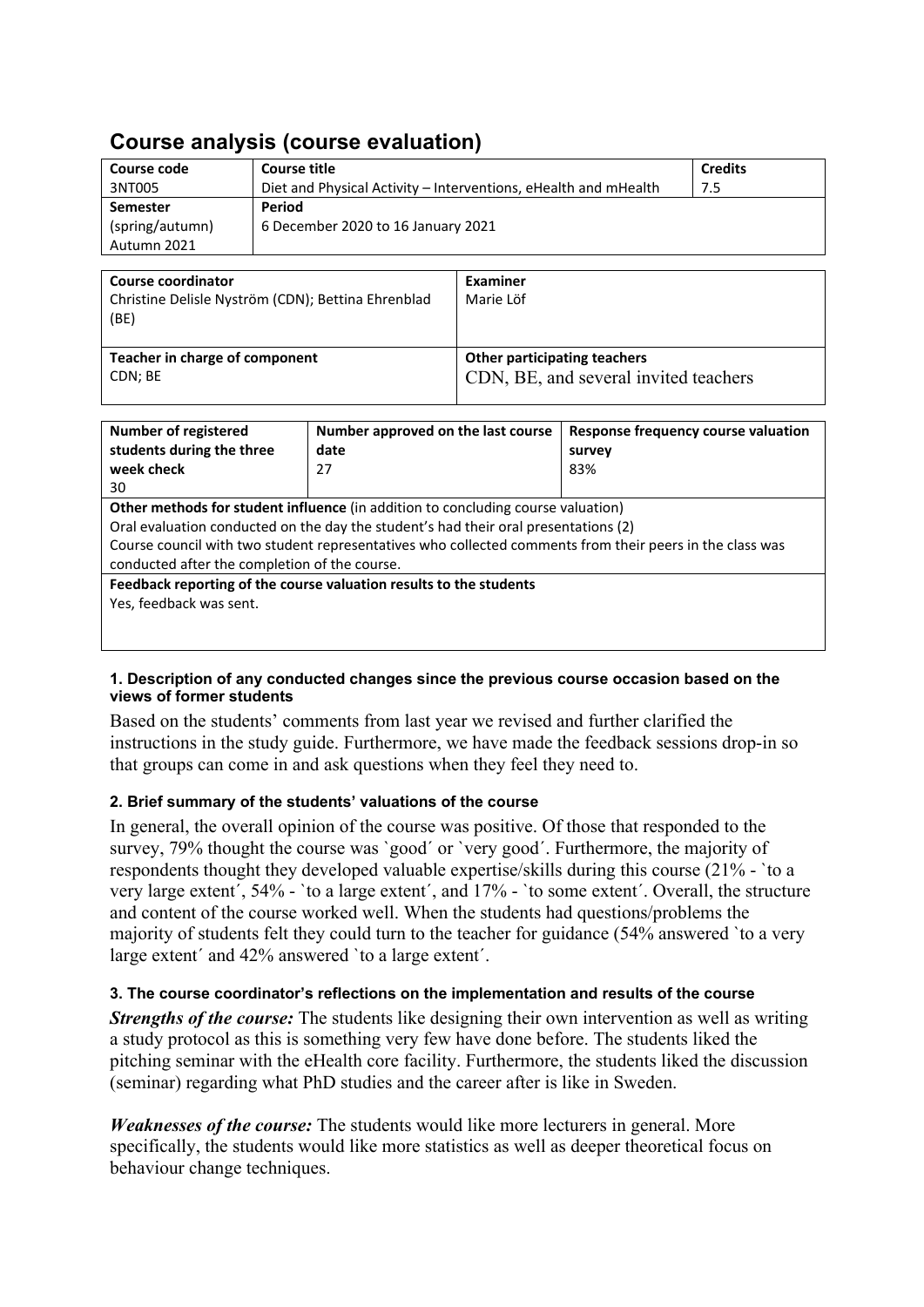# Course analysis (course evaluation)

| Course code | Course title | Credits |
|---|---|---|
| 3NT005 | Diet and Physical Activity – Interventions, eHealth and mHealth | 7.5 |
| **Semester** (spring/autumn) Autumn 2021 | **Period** 6 December 2020 to 16 January 2021 | |

| Course coordinator | Examiner |
|---|---|
| Christine Delisle Nyström (CDN); Bettina Ehrenblad (BE) | Marie Löf |
| **Teacher in charge of component** | **Other participating teachers** |
| CDN; BE | CDN, BE, and several invited teachers |

| Number of registered students during the three week check | Number approved on the last course date | Response frequency course valuation survey |
|---|---|---|
| 30 | 27 | 83% |
| **Other methods for student influence** (in addition to concluding course valuation) Oral evaluation conducted on the day the student's had their oral presentations (2) Course council with two student representatives who collected comments from their peers in the class was conducted after the completion of the course. | | |
| **Feedback reporting of the course valuation results to the students** Yes, feedback was sent. | | |

#### 1. Description of any conducted changes since the previous course occasion based on the views of former students

Based on the students' comments from last year we revised and further clarified the instructions in the study guide. Furthermore, we have made the feedback sessions drop-in so that groups can come in and ask questions when they feel they need to.

#### 2. Brief summary of the students' valuations of the course

In general, the overall opinion of the course was positive. Of those that responded to the survey, 79% thought the course was `good´ or `very good´. Furthermore, the majority of respondents thought they developed valuable expertise/skills during this course (21% - `to a very large extent´, 54% - `to a large extent´, and 17% - `to some extent´. Overall, the structure and content of the course worked well. When the students had questions/problems the majority of students felt they could turn to the teacher for guidance (54% answered `to a very large extent´ and 42% answered `to a large extent´.

#### 3. The course coordinator's reflections on the implementation and results of the course

***Strengths of the course:*** The students like designing their own intervention as well as writing a study protocol as this is something very few have done before. The students liked the pitching seminar with the eHealth core facility. Furthermore, the students liked the discussion (seminar) regarding what PhD studies and the career after is like in Sweden.

***Weaknesses of the course:*** The students would like more lecturers in general. More specifically, the students would like more statistics as well as deeper theoretical focus on behaviour change techniques.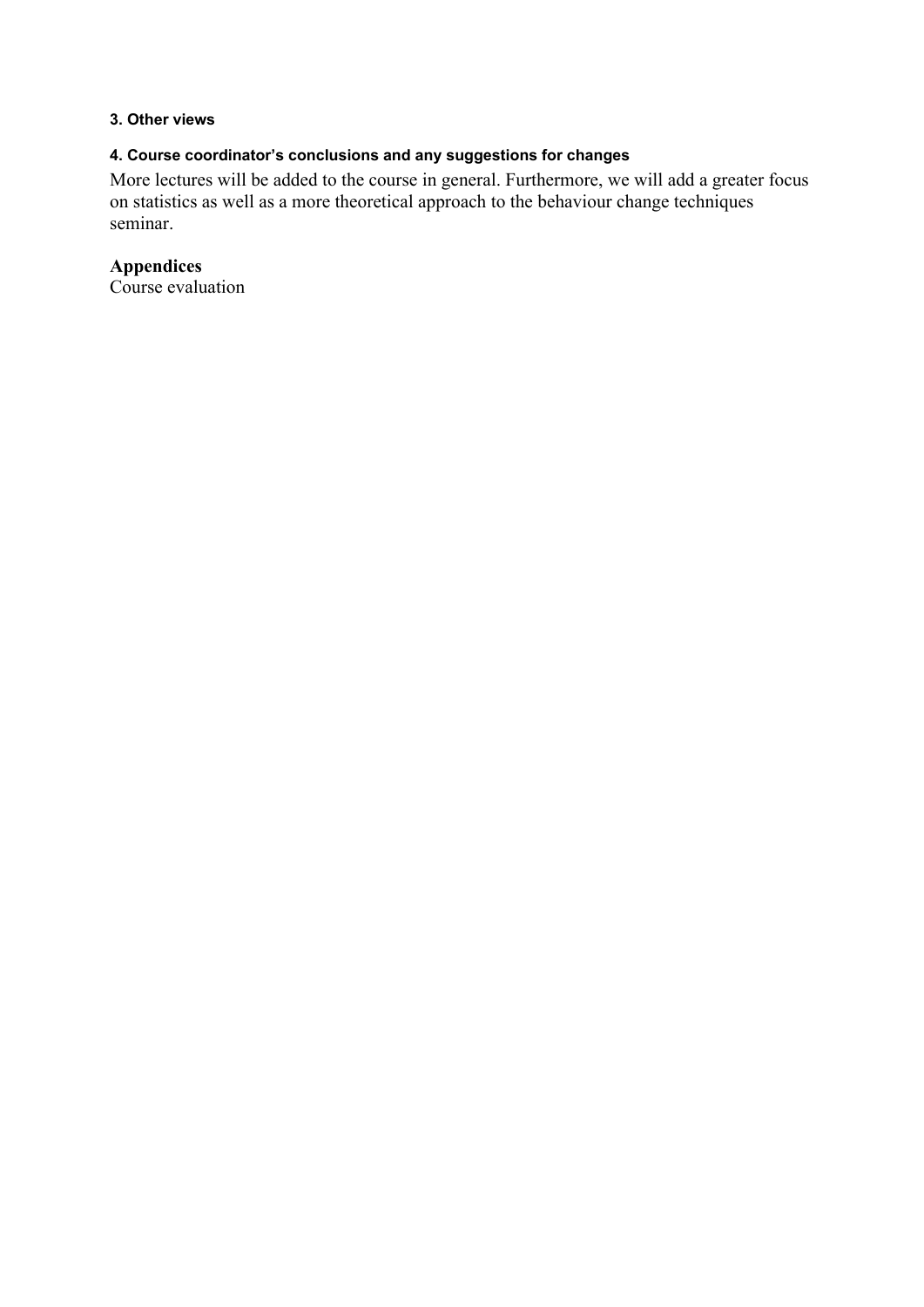#### 3. Other views

#### 4. Course coordinator's conclusions and any suggestions for changes

More lectures will be added to the course in general. Furthermore, we will add a greater focus on statistics as well as a more theoretical approach to the behaviour change techniques seminar.

**Appendices**

Course evaluation